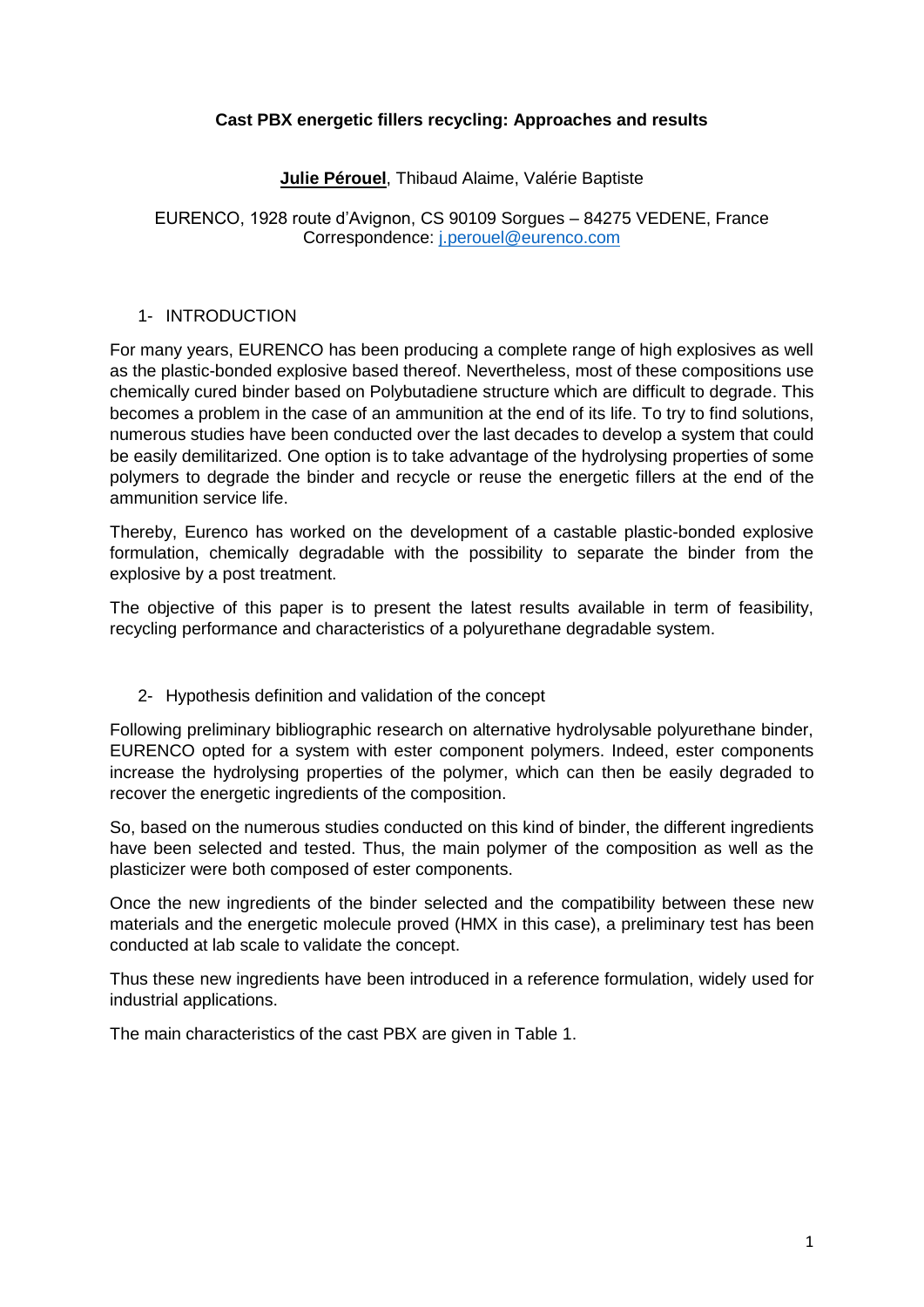# Cast PBX energetic fillers recycling: Approaches and results

**Julie Pérouel**, Thibaud Alaime, Valérie Baptiste

EURENCO, 1928 route d'Avignon, CS 90109 Sorgues – 84275 VEDENE, France
Correspondence: j.perouel@eurenco.com

## 1- INTRODUCTION

For many years, EURENCO has been producing a complete range of high explosives as well as the plastic-bonded explosive based thereof. Nevertheless, most of these compositions use chemically cured binder based on Polybutadiene structure which are difficult to degrade. This becomes a problem in the case of an ammunition at the end of its life. To try to find solutions, numerous studies have been conducted over the last decades to develop a system that could be easily demilitarized. One option is to take advantage of the hydrolysing properties of some polymers to degrade the binder and recycle or reuse the energetic fillers at the end of the ammunition service life.

Thereby, Eurenco has worked on the development of a castable plastic-bonded explosive formulation, chemically degradable with the possibility to separate the binder from the explosive by a post treatment.

The objective of this paper is to present the latest results available in term of feasibility, recycling performance and characteristics of a polyurethane degradable system.

## 2- Hypothesis definition and validation of the concept

Following preliminary bibliographic research on alternative hydrolysable polyurethane binder, EURENCO opted for a system with ester component polymers. Indeed, ester components increase the hydrolysing properties of the polymer, which can then be easily degraded to recover the energetic ingredients of the composition.

So, based on the numerous studies conducted on this kind of binder, the different ingredients have been selected and tested. Thus, the main polymer of the composition as well as the plasticizer were both composed of ester components.

Once the new ingredients of the binder selected and the compatibility between these new materials and the energetic molecule proved (HMX in this case), a preliminary test has been conducted at lab scale to validate the concept.

Thus these new ingredients have been introduced in a reference formulation, widely used for industrial applications.

The main characteristics of the cast PBX are given in Table 1.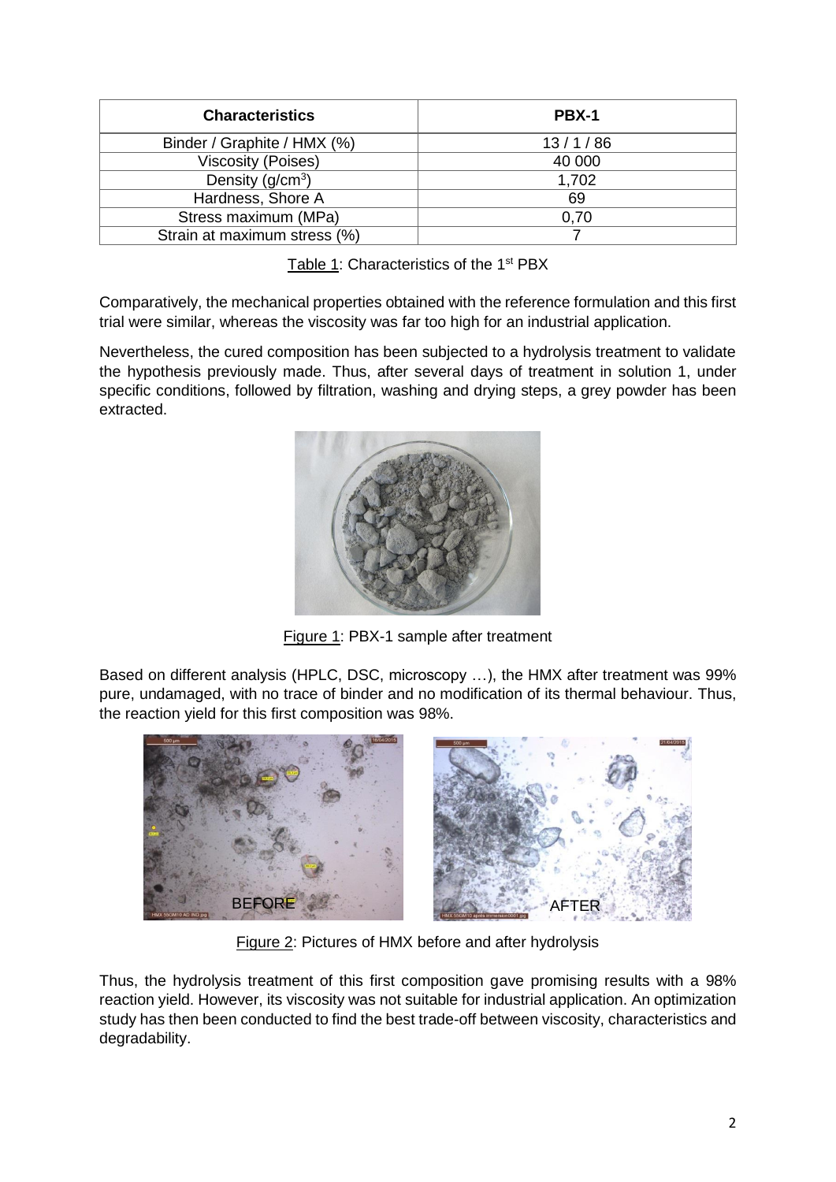| Characteristics | PBX-1 |
| --- | --- |
| Binder / Graphite / HMX (%) | 13 / 1 / 86 |
| Viscosity (Poises) | 40 000 |
| Density (g/cm$^3$) | 1,702 |
| Hardness, Shore A | 69 |
| Stress maximum (MPa) | 0,70 |
| Strain at maximum stress (%) | 7 |

Table 1: Characteristics of the 1st PBX

Comparatively, the mechanical properties obtained with the reference formulation and this first trial were similar, whereas the viscosity was far too high for an industrial application.

Nevertheless, the cured composition has been subjected to a hydrolysis treatment to validate the hypothesis previously made. Thus, after several days of treatment in solution 1, under specific conditions, followed by filtration, washing and drying steps, a grey powder has been extracted.

Figure 1: PBX-1 sample after treatment

Based on different analysis (HPLC, DSC, microscopy …), the HMX after treatment was 99% pure, undamaged, with no trace of binder and no modification of its thermal behaviour. Thus, the reaction yield for this first composition was 98%.

Figure 2: Pictures of HMX before and after hydrolysis

Thus, the hydrolysis treatment of this first composition gave promising results with a 98% reaction yield. However, its viscosity was not suitable for industrial application. An optimization study has then been conducted to find the best trade-off between viscosity, characteristics and degradability.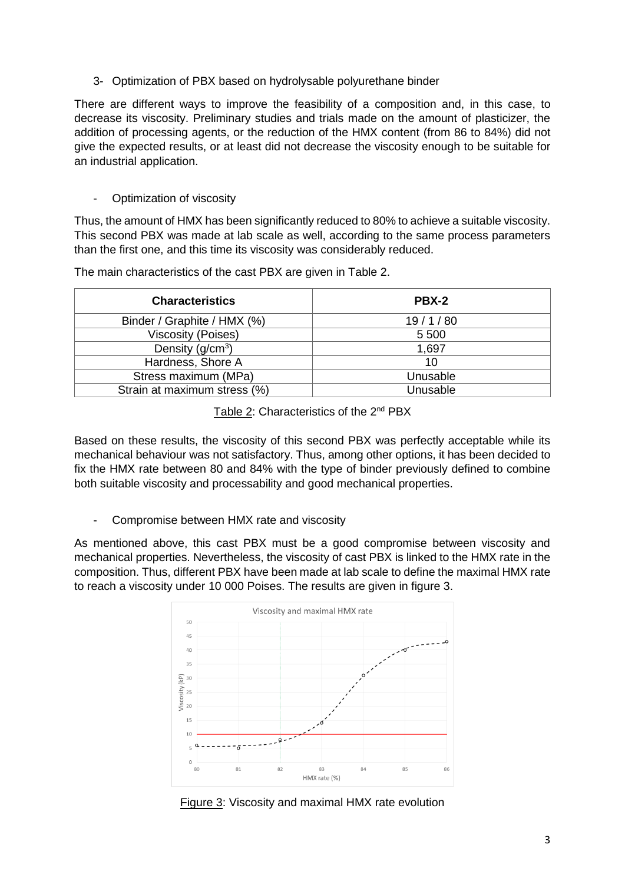3- Optimization of PBX based on hydrolysable polyurethane binder

There are different ways to improve the feasibility of a composition and, in this case, to decrease its viscosity. Preliminary studies and trials made on the amount of plasticizer, the addition of processing agents, or the reduction of the HMX content (from 86 to 84%) did not give the expected results, or at least did not decrease the viscosity enough to be suitable for an industrial application.

- Optimization of viscosity

Thus, the amount of HMX has been significantly reduced to 80% to achieve a suitable viscosity. This second PBX was made at lab scale as well, according to the same process parameters than the first one, and this time its viscosity was considerably reduced.

The main characteristics of the cast PBX are given in Table 2.

| Characteristics | PBX-2 |
| --- | --- |
| Binder / Graphite / HMX (%) | 19 / 1 / 80 |
| Viscosity (Poises) | 5 500 |
| Density ($g/cm^3$) | 1,697 |
| Hardness, Shore A | 10 |
| Stress maximum (MPa) | Unusable |
| Strain at maximum stress (%) | Unusable |

Table 2: Characteristics of the 2nd PBX

Based on these results, the viscosity of this second PBX was perfectly acceptable while its mechanical behaviour was not satisfactory. Thus, among other options, it has been decided to fix the HMX rate between 80 and 84% with the type of binder previously defined to combine both suitable viscosity and processability and good mechanical properties.

- Compromise between HMX rate and viscosity

As mentioned above, this cast PBX must be a good compromise between viscosity and mechanical properties. Nevertheless, the viscosity of cast PBX is linked to the HMX rate in the composition. Thus, different PBX have been made at lab scale to define the maximal HMX rate to reach a viscosity under 10 000 Poises. The results are given in figure 3.

Figure 3: Viscosity and maximal HMX rate evolution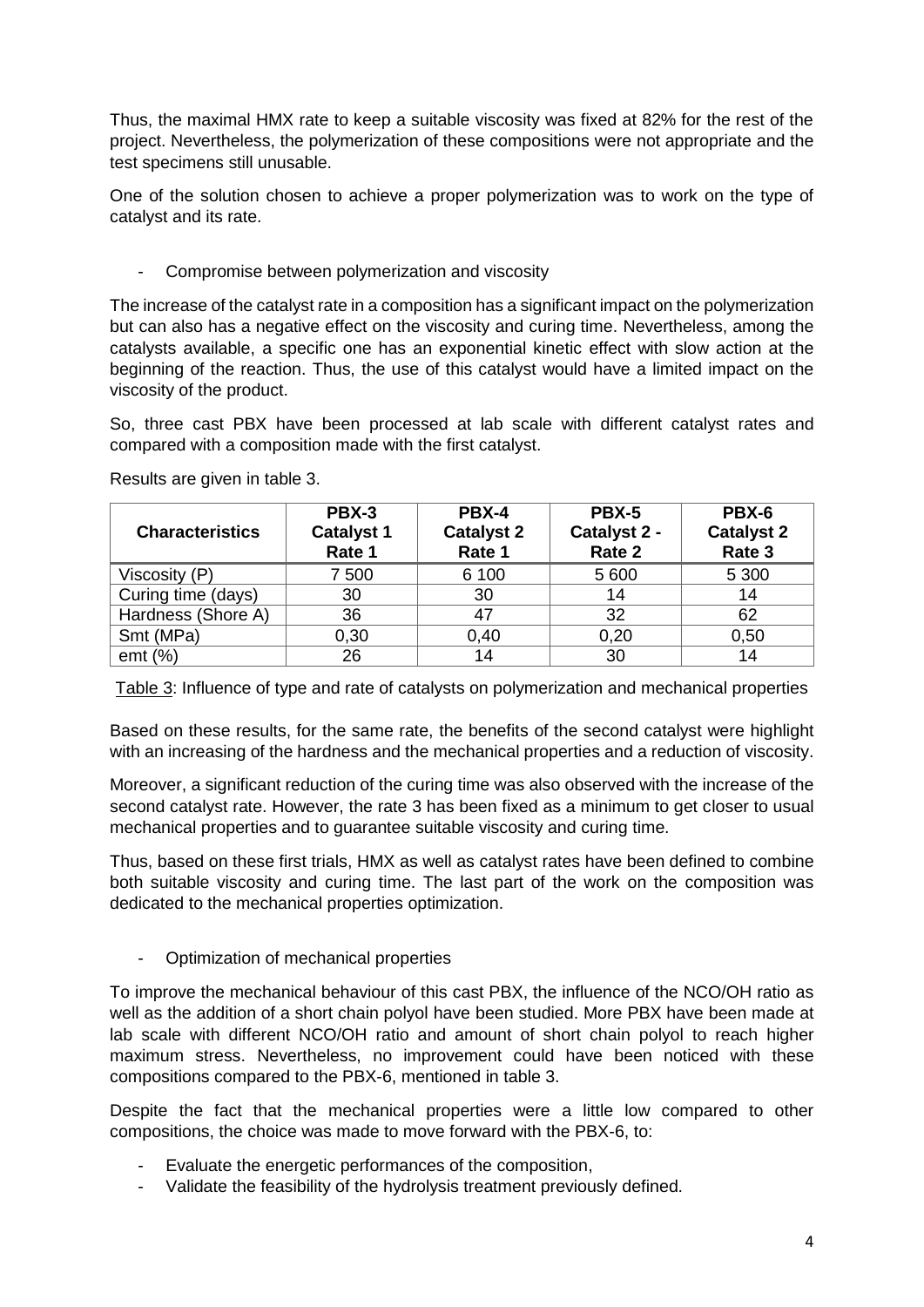Thus, the maximal HMX rate to keep a suitable viscosity was fixed at 82% for the rest of the project. Nevertheless, the polymerization of these compositions were not appropriate and the test specimens still unusable.

One of the solution chosen to achieve a proper polymerization was to work on the type of catalyst and its rate.

- Compromise between polymerization and viscosity

The increase of the catalyst rate in a composition has a significant impact on the polymerization but can also has a negative effect on the viscosity and curing time. Nevertheless, among the catalysts available, a specific one has an exponential kinetic effect with slow action at the beginning of the reaction. Thus, the use of this catalyst would have a limited impact on the viscosity of the product.

So, three cast PBX have been processed at lab scale with different catalyst rates and compared with a composition made with the first catalyst.

Results are given in table 3.

| Characteristics | PBX-3 Catalyst 1 Rate 1 | PBX-4 Catalyst 2 Rate 1 | PBX-5 Catalyst 2 - Rate 2 | PBX-6 Catalyst 2 Rate 3 |
|---|---|---|---|---|
| Viscosity (P) | 7 500 | 6 100 | 5 600 | 5 300 |
| Curing time (days) | 30 | 30 | 14 | 14 |
| Hardness (Shore A) | 36 | 47 | 32 | 62 |
| Smt (MPa) | 0,30 | 0,40 | 0,20 | 0,50 |
| emt (%) | 26 | 14 | 30 | 14 |

Table 3: Influence of type and rate of catalysts on polymerization and mechanical properties

Based on these results, for the same rate, the benefits of the second catalyst were highlight with an increasing of the hardness and the mechanical properties and a reduction of viscosity.

Moreover, a significant reduction of the curing time was also observed with the increase of the second catalyst rate. However, the rate 3 has been fixed as a minimum to get closer to usual mechanical properties and to guarantee suitable viscosity and curing time.

Thus, based on these first trials, HMX as well as catalyst rates have been defined to combine both suitable viscosity and curing time. The last part of the work on the composition was dedicated to the mechanical properties optimization.

- Optimization of mechanical properties

To improve the mechanical behaviour of this cast PBX, the influence of the NCO/OH ratio as well as the addition of a short chain polyol have been studied. More PBX have been made at lab scale with different NCO/OH ratio and amount of short chain polyol to reach higher maximum stress. Nevertheless, no improvement could have been noticed with these compositions compared to the PBX-6, mentioned in table 3.

Despite the fact that the mechanical properties were a little low compared to other compositions, the choice was made to move forward with the PBX-6, to:

- Evaluate the energetic performances of the composition,
- Validate the feasibility of the hydrolysis treatment previously defined.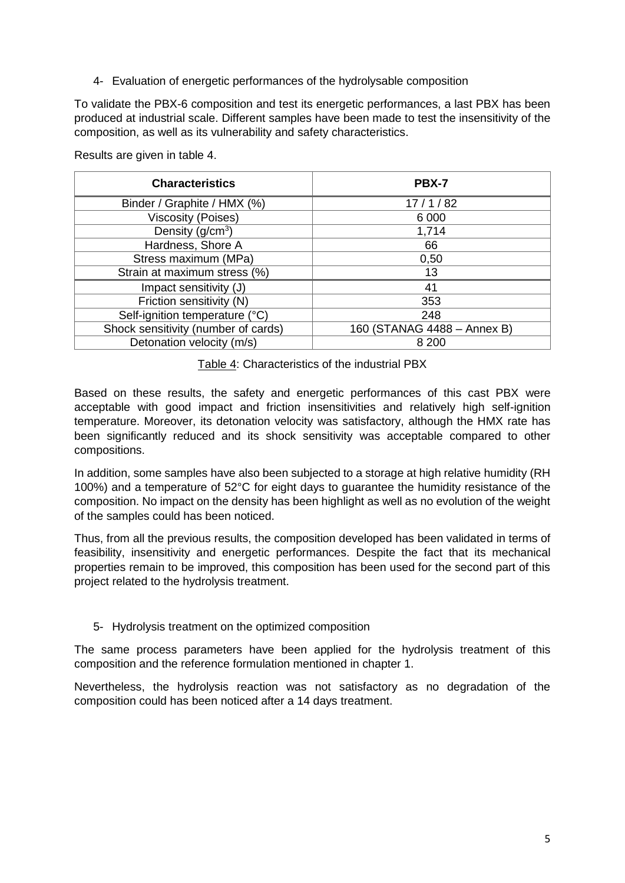## 4- Evaluation of energetic performances of the hydrolysable composition

To validate the PBX-6 composition and test its energetic performances, a last PBX has been produced at industrial scale. Different samples have been made to test the insensitivity of the composition, as well as its vulnerability and safety characteristics.

Results are given in table 4.

| Characteristics | PBX-7 |
|---|---|
| Binder / Graphite / HMX (%) | 17 / 1 / 82 |
| Viscosity (Poises) | 6 000 |
| Density ($g/cm^3$) | 1,714 |
| Hardness, Shore A | 66 |
| Stress maximum (MPa) | 0,50 |
| Strain at maximum stress (%) | 13 |
| Impact sensitivity (J) | 41 |
| Friction sensitivity (N) | 353 |
| Self-ignition temperature (°C) | 248 |
| Shock sensitivity (number of cards) | 160 (STANAG 4488 – Annex B) |
| Detonation velocity (m/s) | 8 200 |

Table 4: Characteristics of the industrial PBX

Based on these results, the safety and energetic performances of this cast PBX were acceptable with good impact and friction insensitivities and relatively high self-ignition temperature. Moreover, its detonation velocity was satisfactory, although the HMX rate has been significantly reduced and its shock sensitivity was acceptable compared to other compositions.

In addition, some samples have also been subjected to a storage at high relative humidity (RH 100%) and a temperature of 52°C for eight days to guarantee the humidity resistance of the composition. No impact on the density has been highlight as well as no evolution of the weight of the samples could has been noticed.

Thus, from all the previous results, the composition developed has been validated in terms of feasibility, insensitivity and energetic performances. Despite the fact that its mechanical properties remain to be improved, this composition has been used for the second part of this project related to the hydrolysis treatment.

## 5- Hydrolysis treatment on the optimized composition

The same process parameters have been applied for the hydrolysis treatment of this composition and the reference formulation mentioned in chapter 1.

Nevertheless, the hydrolysis reaction was not satisfactory as no degradation of the composition could has been noticed after a 14 days treatment.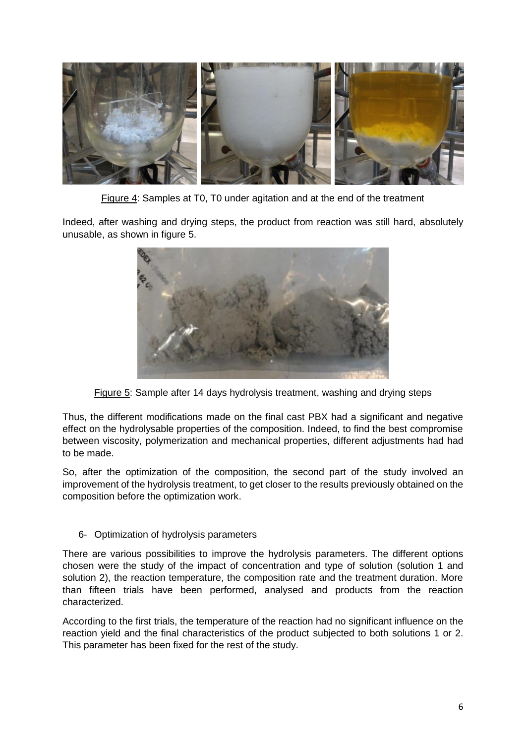Figure 4: Samples at T0, T0 under agitation and at the end of the treatment

Indeed, after washing and drying steps, the product from reaction was still hard, absolutely unusable, as shown in figure 5.

Figure 5: Sample after 14 days hydrolysis treatment, washing and drying steps

Thus, the different modifications made on the final cast PBX had a significant and negative effect on the hydrolysable properties of the composition. Indeed, to find the best compromise between viscosity, polymerization and mechanical properties, different adjustments had had to be made.

So, after the optimization of the composition, the second part of the study involved an improvement of the hydrolysis treatment, to get closer to the results previously obtained on the composition before the optimization work.

## 6- Optimization of hydrolysis parameters

There are various possibilities to improve the hydrolysis parameters. The different options chosen were the study of the impact of concentration and type of solution (solution 1 and solution 2), the reaction temperature, the composition rate and the treatment duration. More than fifteen trials have been performed, analysed and products from the reaction characterized.

According to the first trials, the temperature of the reaction had no significant influence on the reaction yield and the final characteristics of the product subjected to both solutions 1 or 2. This parameter has been fixed for the rest of the study.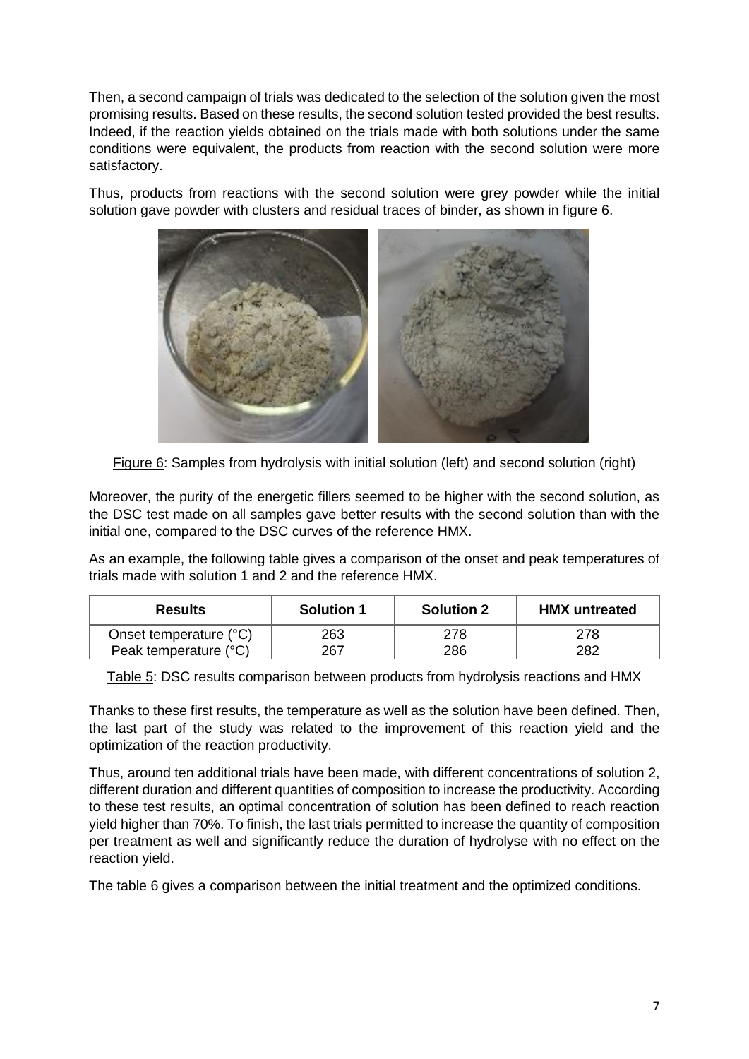Then, a second campaign of trials was dedicated to the selection of the solution given the most promising results. Based on these results, the second solution tested provided the best results. Indeed, if the reaction yields obtained on the trials made with both solutions under the same conditions were equivalent, the products from reaction with the second solution were more satisfactory.

Thus, products from reactions with the second solution were grey powder while the initial solution gave powder with clusters and residual traces of binder, as shown in figure 6.

Figure 6: Samples from hydrolysis with initial solution (left) and second solution (right)

Moreover, the purity of the energetic fillers seemed to be higher with the second solution, as the DSC test made on all samples gave better results with the second solution than with the initial one, compared to the DSC curves of the reference HMX.

As an example, the following table gives a comparison of the onset and peak temperatures of trials made with solution 1 and 2 and the reference HMX.

| Results | Solution 1 | Solution 2 | HMX untreated |
|---|---|---|---|
| Onset temperature (°C) | 263 | 278 | 278 |
| Peak temperature (°C) | 267 | 286 | 282 |

Table 5: DSC results comparison between products from hydrolysis reactions and HMX

Thanks to these first results, the temperature as well as the solution have been defined. Then, the last part of the study was related to the improvement of this reaction yield and the optimization of the reaction productivity.

Thus, around ten additional trials have been made, with different concentrations of solution 2, different duration and different quantities of composition to increase the productivity. According to these test results, an optimal concentration of solution has been defined to reach reaction yield higher than 70%. To finish, the last trials permitted to increase the quantity of composition per treatment as well and significantly reduce the duration of hydrolyse with no effect on the reaction yield.

The table 6 gives a comparison between the initial treatment and the optimized conditions.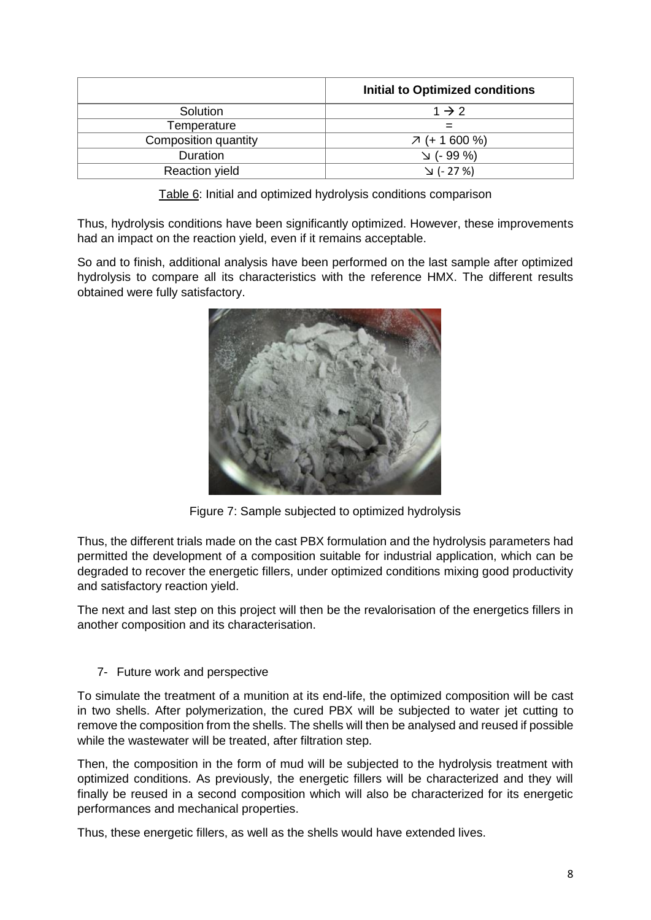| | Initial to Optimized conditions |
|---|---|
| Solution | 1 → 2 |
| Temperature | = |
| Composition quantity | ↗ (+ 1 600 %) |
| Duration | ↘ (- 99 %) |
| Reaction yield | ↘ (- 27 %) |

Table 6: Initial and optimized hydrolysis conditions comparison

Thus, hydrolysis conditions have been significantly optimized. However, these improvements had an impact on the reaction yield, even if it remains acceptable.

So and to finish, additional analysis have been performed on the last sample after optimized hydrolysis to compare all its characteristics with the reference HMX. The different results obtained were fully satisfactory.

Figure 7: Sample subjected to optimized hydrolysis

Thus, the different trials made on the cast PBX formulation and the hydrolysis parameters had permitted the development of a composition suitable for industrial application, which can be degraded to recover the energetic fillers, under optimized conditions mixing good productivity and satisfactory reaction yield.

The next and last step on this project will then be the revalorisation of the energetics fillers in another composition and its characterisation.

## 7- Future work and perspective

To simulate the treatment of a munition at its end-life, the optimized composition will be cast in two shells. After polymerization, the cured PBX will be subjected to water jet cutting to remove the composition from the shells. The shells will then be analysed and reused if possible while the wastewater will be treated, after filtration step.

Then, the composition in the form of mud will be subjected to the hydrolysis treatment with optimized conditions. As previously, the energetic fillers will be characterized and they will finally be reused in a second composition which will also be characterized for its energetic performances and mechanical properties.

Thus, these energetic fillers, as well as the shells would have extended lives.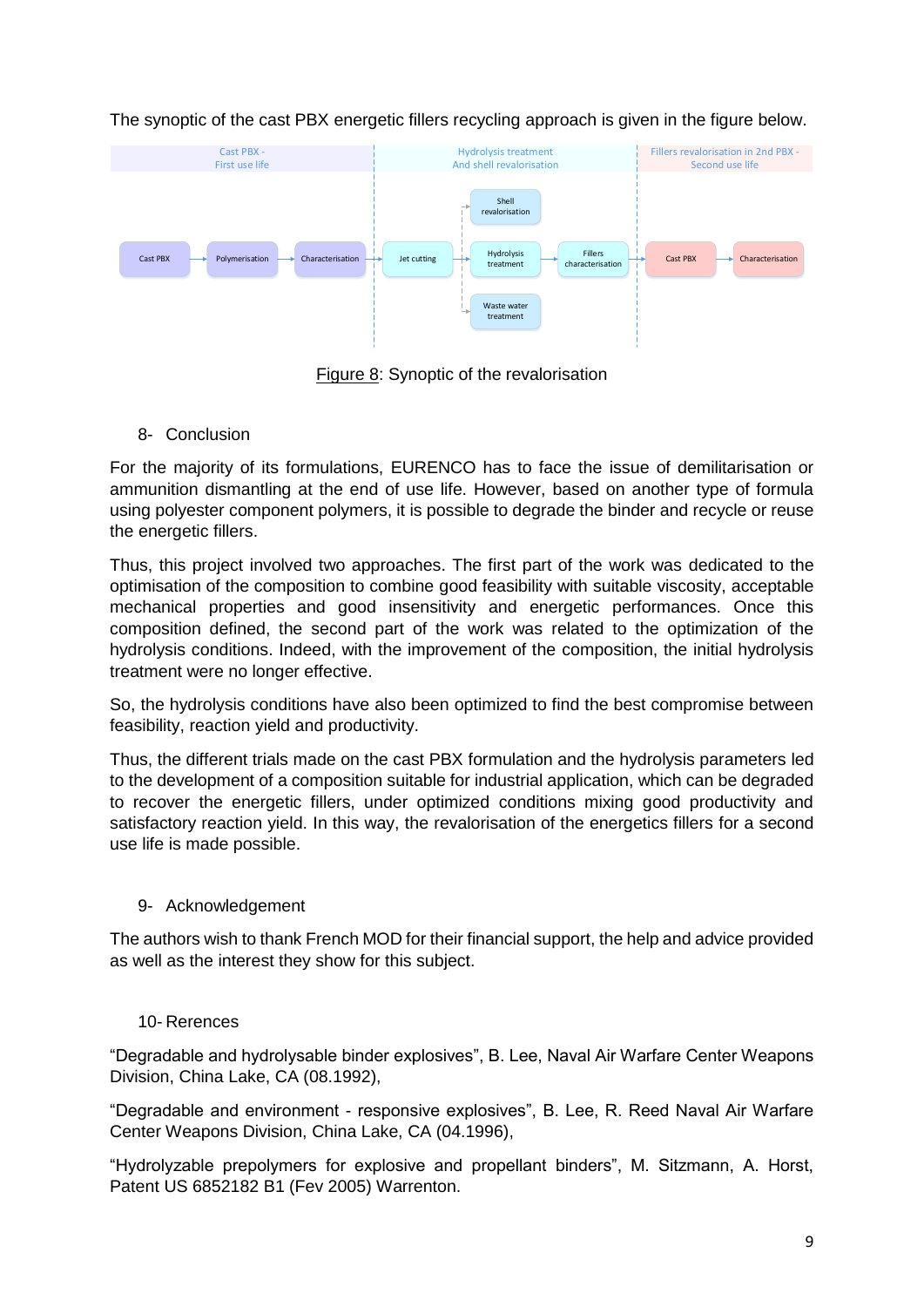The synoptic of the cast PBX energetic fillers recycling approach is given in the figure below.

Cast PBX - First use life

Hydrolysis treatment And shell revalorisation

Fillers revalorisation in 2nd PBX - Second use life

Cast PBX

Polymerisation

Characterisation

Jet cutting

Shell revalorisation

Hydrolysis treatment

Waste water treatment

Fillers characterisation

Cast PBX

Characterisation

Figure 8: Synoptic of the revalorisation

## 8- Conclusion

For the majority of its formulations, EURENCO has to face the issue of demilitarisation or ammunition dismantling at the end of use life. However, based on another type of formula using polyester component polymers, it is possible to degrade the binder and recycle or reuse the energetic fillers.

Thus, this project involved two approaches. The first part of the work was dedicated to the optimisation of the composition to combine good feasibility with suitable viscosity, acceptable mechanical properties and good insensitivity and energetic performances. Once this composition defined, the second part of the work was related to the optimization of the hydrolysis conditions. Indeed, with the improvement of the composition, the initial hydrolysis treatment were no longer effective.

So, the hydrolysis conditions have also been optimized to find the best compromise between feasibility, reaction yield and productivity.

Thus, the different trials made on the cast PBX formulation and the hydrolysis parameters led to the development of a composition suitable for industrial application, which can be degraded to recover the energetic fillers, under optimized conditions mixing good productivity and satisfactory reaction yield. In this way, the revalorisation of the energetics fillers for a second use life is made possible.

## 9- Acknowledgement

The authors wish to thank French MOD for their financial support, the help and advice provided as well as the interest they show for this subject.

## 10- Rerences

“Degradable and hydrolysable binder explosives”, B. Lee, Naval Air Warfare Center Weapons Division, China Lake, CA (08.1992),

“Degradable and environment - responsive explosives”, B. Lee, R. Reed Naval Air Warfare Center Weapons Division, China Lake, CA (04.1996),

“Hydrolyzable prepolymers for explosive and propellant binders”, M. Sitzmann, A. Horst, Patent US 6852182 B1 (Fev 2005) Warrenton.